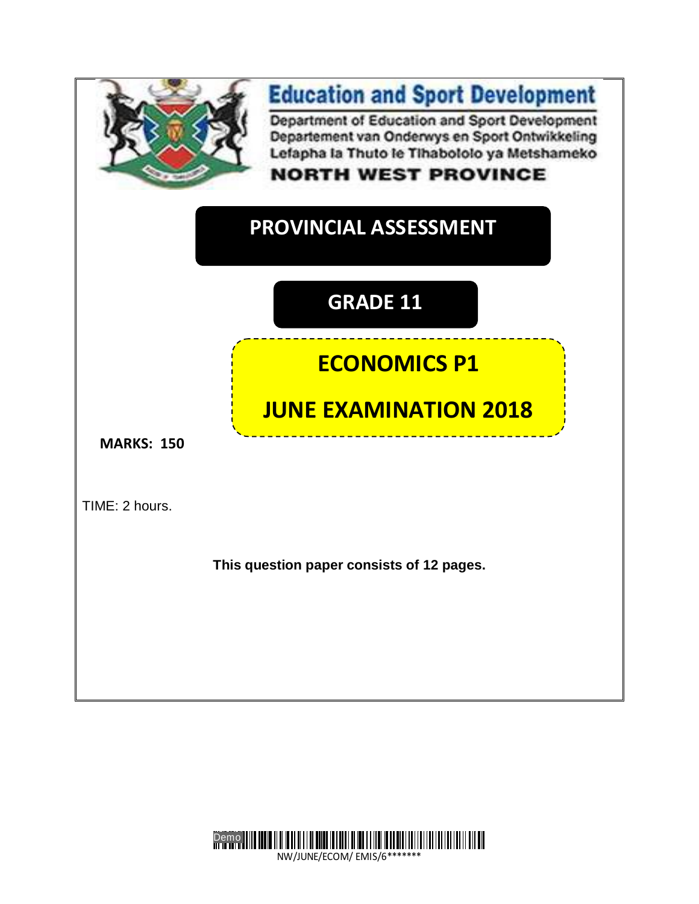# Education and Sport Development

Department of Education and Sport Development
Departement van Onderwys en Sport Ontwikkeling
Lefapha la Thuto le Tlhabololo ya Metshameko

**NORTH WEST PROVINCE**

## PROVINCIAL ASSESSMENT

## GRADE 11

## ECONOMICS P1

## JUNE EXAMINATION 2018

**MARKS: 150**

TIME: 2 hours.

**This question paper consists of 12 pages.**

NW/JUNE/ECOM/ EMIS/6*******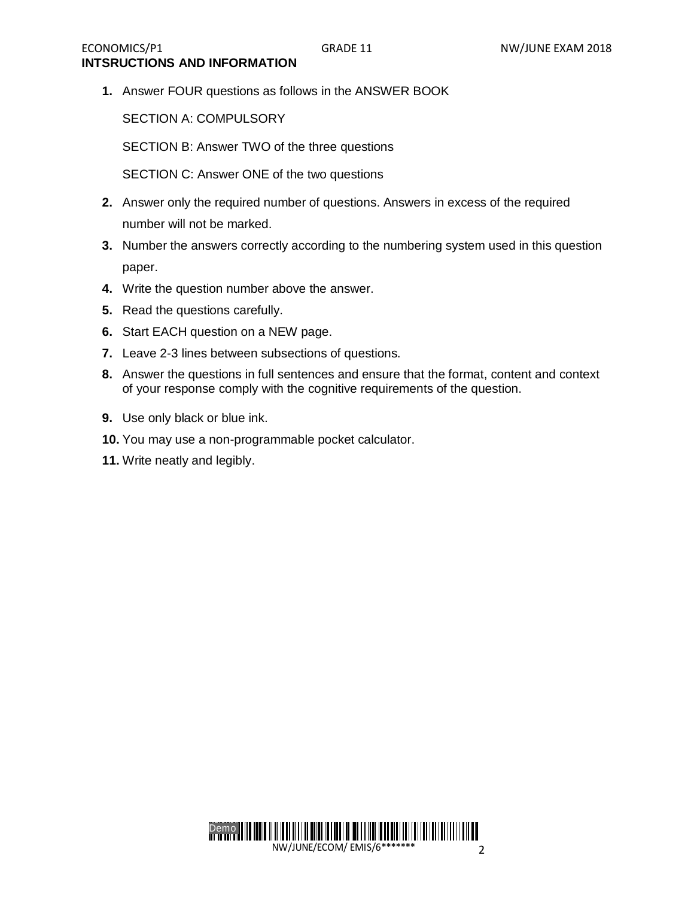## INTSRUCTIONS AND INFORMATION

1. Answer FOUR questions as follows in the ANSWER BOOK

   SECTION A: COMPULSORY

   SECTION B: Answer TWO of the three questions

   SECTION C: Answer ONE of the two questions

2. Answer only the required number of questions. Answers in excess of the required number will not be marked.
3. Number the answers correctly according to the numbering system used in this question paper.
4. Write the question number above the answer.
5. Read the questions carefully.
6. Start EACH question on a NEW page.
7. Leave 2-3 lines between subsections of questions.
8. Answer the questions in full sentences and ensure that the format, content and context of your response comply with the cognitive requirements of the question.
9. Use only black or blue ink.
10. You may use a non-programmable pocket calculator.
11. Write neatly and legibly.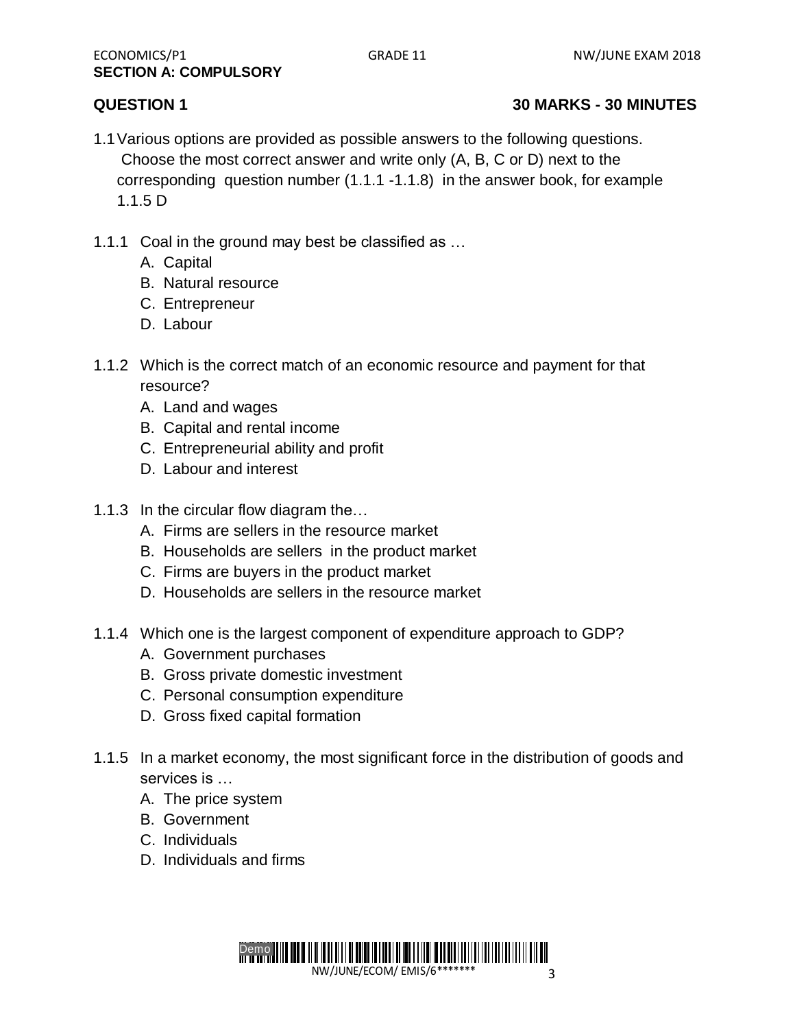**SECTION A: COMPULSORY**

**QUESTION 1** **30 MARKS - 30 MINUTES**

1.1 Various options are provided as possible answers to the following questions. Choose the most correct answer and write only (A, B, C or D) next to the corresponding question number (1.1.1 -1.1.8) in the answer book, for example 1.1.5 D

1.1.1 Coal in the ground may best be classified as …

- A. Capital
- B. Natural resource
- C. Entrepreneur
- D. Labour

1.1.2 Which is the correct match of an economic resource and payment for that resource?

- A. Land and wages
- B. Capital and rental income
- C. Entrepreneurial ability and profit
- D. Labour and interest

1.1.3 In the circular flow diagram the…

- A. Firms are sellers in the resource market
- B. Households are sellers in the product market
- C. Firms are buyers in the product market
- D. Households are sellers in the resource market

1.1.4 Which one is the largest component of expenditure approach to GDP?

- A. Government purchases
- B. Gross private domestic investment
- C. Personal consumption expenditure
- D. Gross fixed capital formation

1.1.5 In a market economy, the most significant force in the distribution of goods and services is …

- A. The price system
- B. Government
- C. Individuals
- D. Individuals and firms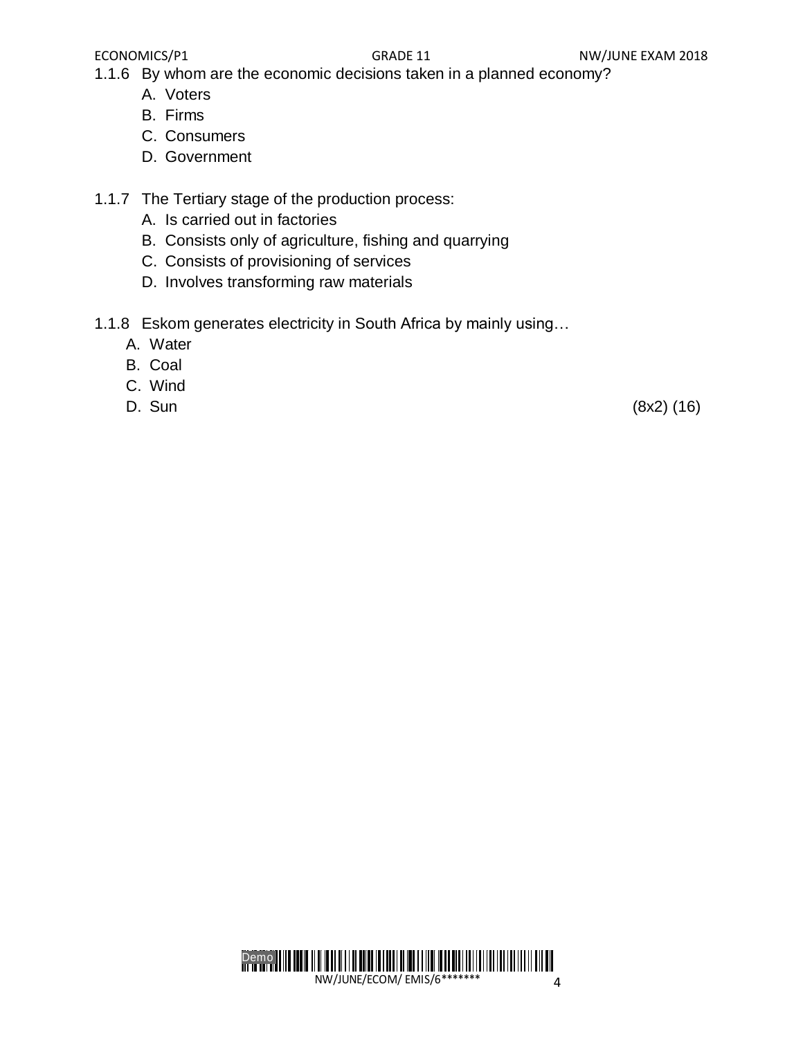1.1.6 By whom are the economic decisions taken in a planned economy?

A. Voters
B. Firms
C. Consumers
D. Government

1.1.7 The Tertiary stage of the production process:

A. Is carried out in factories
B. Consists only of agriculture, fishing and quarrying
C. Consists of provisioning of services
D. Involves transforming raw materials

1.1.8 Eskom generates electricity in South Africa by mainly using…

A. Water
B. Coal
C. Wind
D. Sun

(8x2) (16)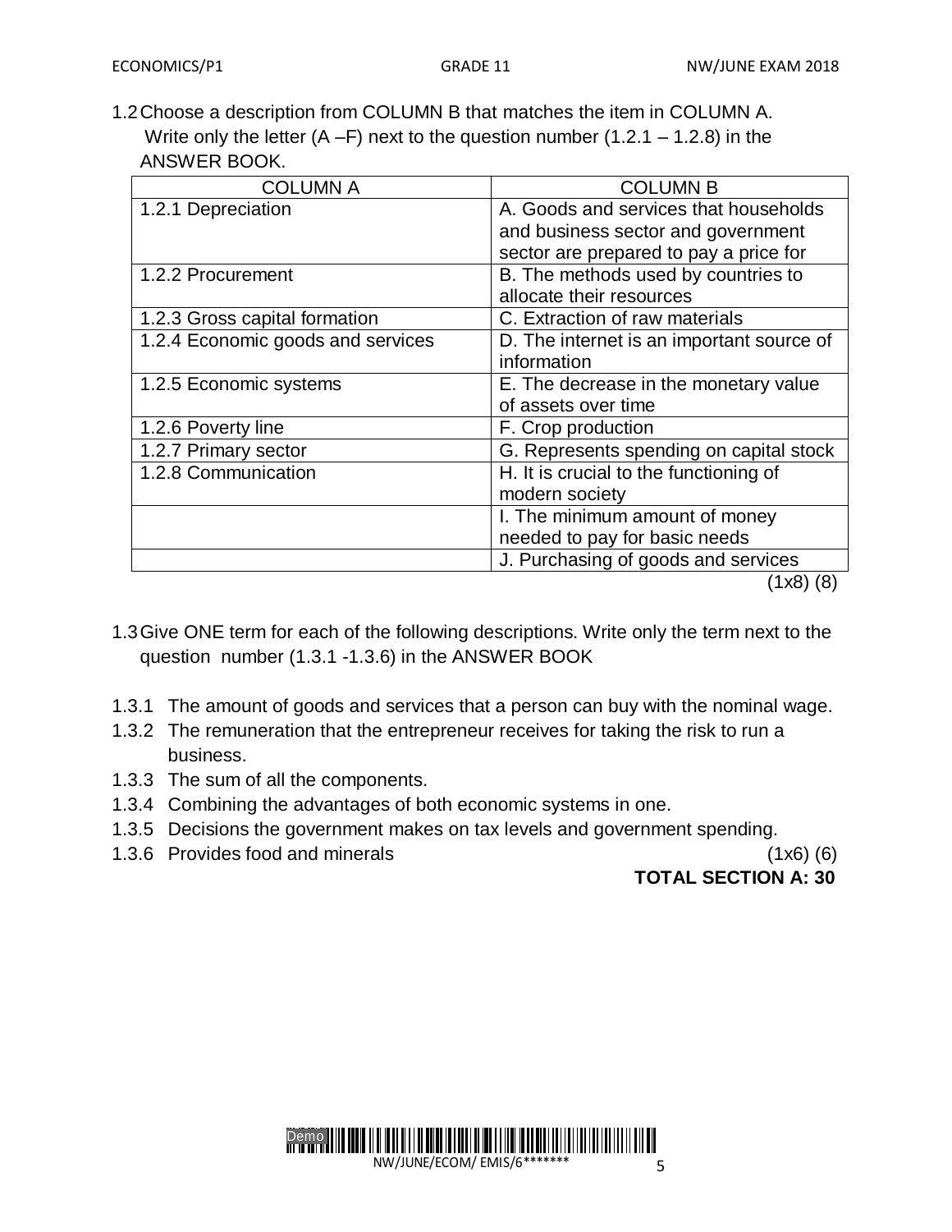1.2 Choose a description from COLUMN B that matches the item in COLUMN A. Write only the letter (A –F) next to the question number (1.2.1 – 1.2.8) in the ANSWER BOOK.

| COLUMN A | COLUMN B |
|---|---|
| 1.2.1 Depreciation | A. Goods and services that households and business sector and government sector are prepared to pay a price for |
| 1.2.2 Procurement | B. The methods used by countries to allocate their resources |
| 1.2.3 Gross capital formation | C. Extraction of raw materials |
| 1.2.4 Economic goods and services | D. The internet is an important source of information |
| 1.2.5 Economic systems | E. The decrease in the monetary value of assets over time |
| 1.2.6 Poverty line | F. Crop production |
| 1.2.7 Primary sector | G. Represents spending on capital stock |
| 1.2.8 Communication | H. It is crucial to the functioning of modern society |
| | I. The minimum amount of money needed to pay for basic needs |
| | J. Purchasing of goods and services |

(1x8) (8)

1.3 Give ONE term for each of the following descriptions. Write only the term next to the question number (1.3.1 -1.3.6) in the ANSWER BOOK

1.3.1 The amount of goods and services that a person can buy with the nominal wage.
1.3.2 The remuneration that the entrepreneur receives for taking the risk to run a business.
1.3.3 The sum of all the components.
1.3.4 Combining the advantages of both economic systems in one.
1.3.5 Decisions the government makes on tax levels and government spending.
1.3.6 Provides food and minerals (1x6) (6)

**TOTAL SECTION A: 30**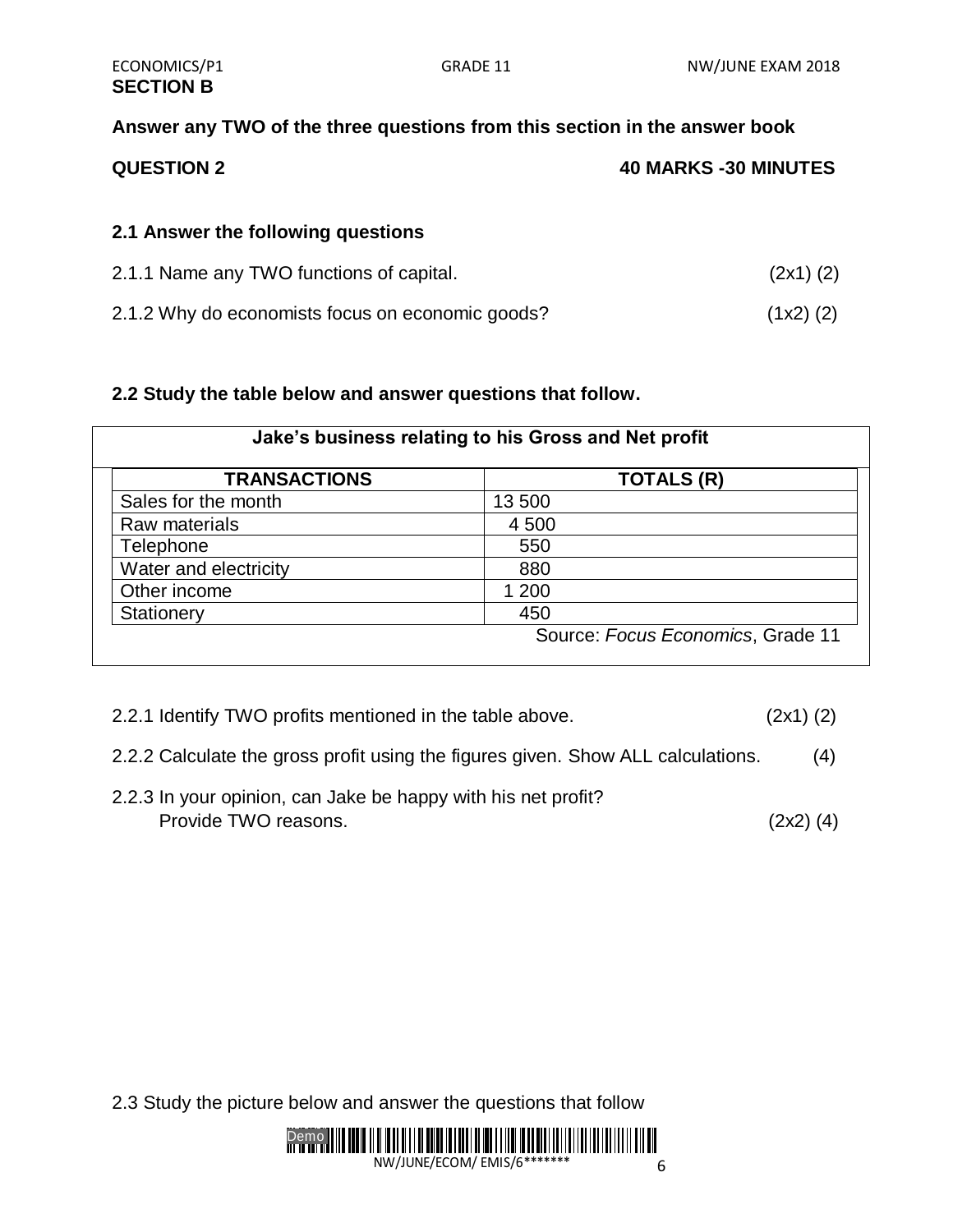## SECTION B

**Answer any TWO of the three questions from this section in the answer book**

**QUESTION 2** **40 MARKS -30 MINUTES**

**2.1 Answer the following questions**

2.1.1 Name any TWO functions of capital. (2x1) (2)

2.1.2 Why do economists focus on economic goods? (1x2) (2)

**2.2 Study the table below and answer questions that follow.**

| **Jake's business relating to his Gross and Net profit** | |
|---|---|
| **TRANSACTIONS** | **TOTALS (R)** |
| Sales for the month | 13 500 |
| Raw materials | 4 500 |
| Telephone | 550 |
| Water and electricity | 880 |
| Other income | 1 200 |
| Stationery | 450 |

Source: *Focus Economics*, Grade 11

2.2.1 Identify TWO profits mentioned in the table above. (2x1) (2)

2.2.2 Calculate the gross profit using the figures given. Show ALL calculations. (4)

2.2.3 In your opinion, can Jake be happy with his net profit?
Provide TWO reasons. (2x2) (4)

2.3 Study the picture below and answer the questions that follow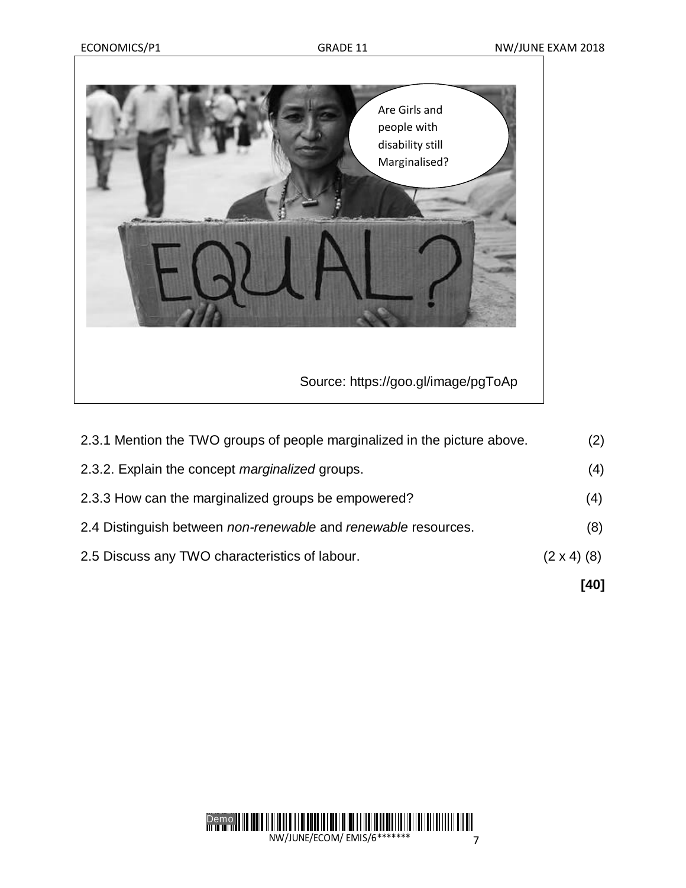Are Girls and people with disability still Marginalised?

EQUAL?

Source: https://goo.gl/image/pgToAp

2.3.1 Mention the TWO groups of people marginalized in the picture above. (2)

2.3.2. Explain the concept *marginalized* groups. (4)

2.3.3 How can the marginalized groups be empowered? (4)

2.4 Distinguish between *non-renewable* and *renewable* resources. (8)

2.5 Discuss any TWO characteristics of labour. (2 x 4) (8)

**[40]**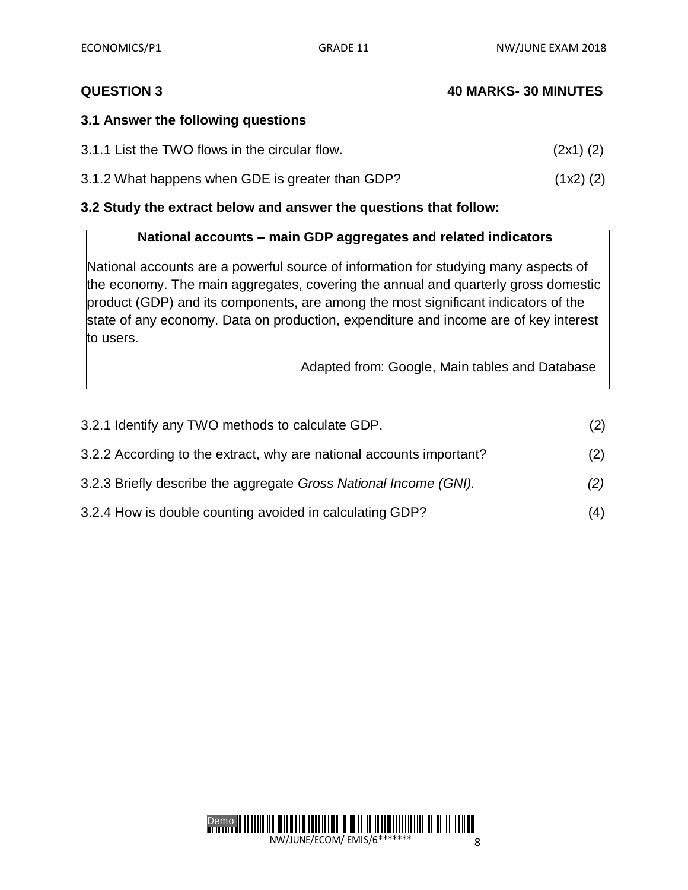**QUESTION 3** **40 MARKS- 30 MINUTES**

**3.1 Answer the following questions**

3.1.1 List the TWO flows in the circular flow. (2x1) (2)

3.1.2 What happens when GDE is greater than GDP? (1x2) (2)

**3.2 Study the extract below and answer the questions that follow:**

> **National accounts – main GDP aggregates and related indicators**
>
> National accounts are a powerful source of information for studying many aspects of the economy. The main aggregates, covering the annual and quarterly gross domestic product (GDP) and its components, are among the most significant indicators of the state of any economy. Data on production, expenditure and income are of key interest to users.
>
> Adapted from: Google, Main tables and Database

3.2.1 Identify any TWO methods to calculate GDP. (2)

3.2.2 According to the extract, why are national accounts important? (2)

3.2.3 Briefly describe the aggregate *Gross National Income (GNI).* *(2)*

3.2.4 How is double counting avoided in calculating GDP? (4)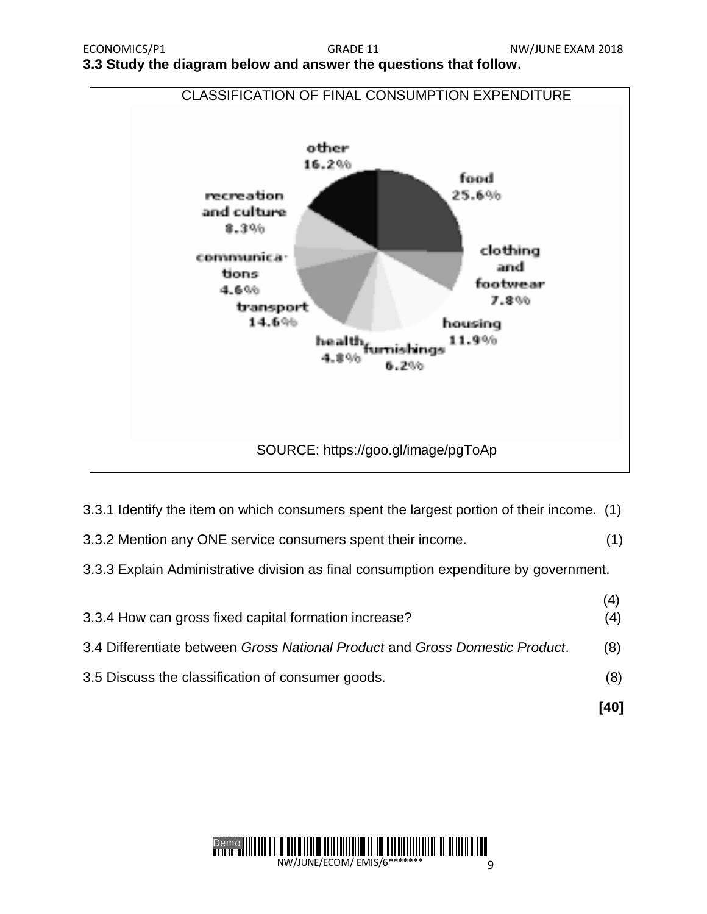**3.3 Study the diagram below and answer the questions that follow.**

CLASSIFICATION OF FINAL CONSUMPTION EXPENDITURE

other 16.2%
food 25.6%
recreation and culture 8.3%
clothing and footwear 7.8%
communications 4.6%
transport 14.6%
housing 11.9%
health 4.8%
furnishings 6.2%

SOURCE: https://goo.gl/image/pgToAp

3.3.1 Identify the item on which consumers spent the largest portion of their income. (1)

3.3.2 Mention any ONE service consumers spent their income. (1)

3.3.3 Explain Administrative division as final consumption expenditure by government. (4)

3.3.4 How can gross fixed capital formation increase? (4)

3.4 Differentiate between *Gross National Product* and *Gross Domestic Product*. (8)

3.5 Discuss the classification of consumer goods. (8)

**[40]**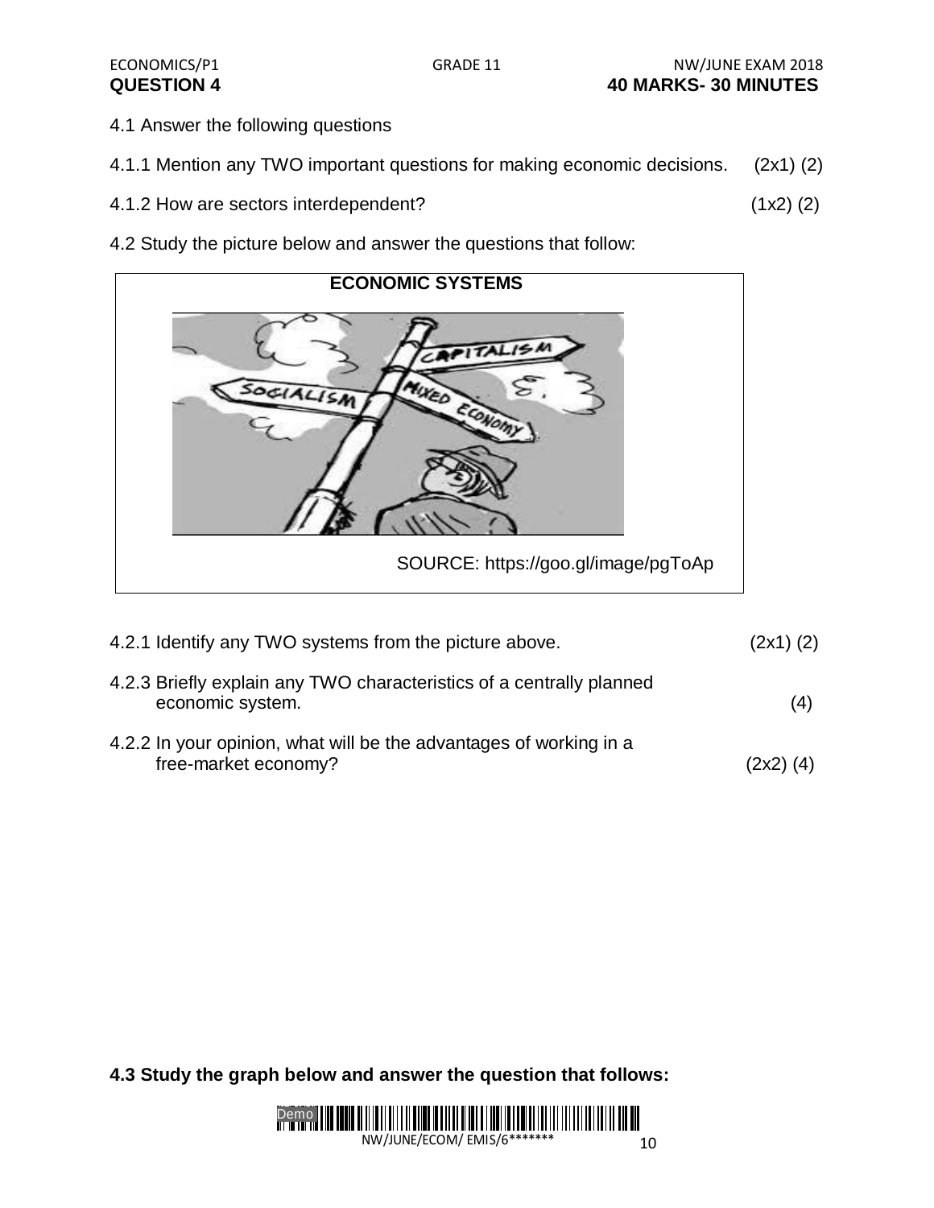## QUESTION 4

**40 MARKS- 30 MINUTES**

4.1 Answer the following questions

4.1.1 Mention any TWO important questions for making economic decisions. (2x1) (2)

4.1.2 How are sectors interdependent? (1x2) (2)

4.2 Study the picture below and answer the questions that follow:

**ECONOMIC SYSTEMS**

SOURCE: https://goo.gl/image/pgToAp

4.2.1 Identify any TWO systems from the picture above. (2x1) (2)

4.2.3 Briefly explain any TWO characteristics of a centrally planned economic system. (4)

4.2.2 In your opinion, what will be the advantages of working in a free-market economy? (2x2) (4)

**4.3 Study the graph below and answer the question that follows:**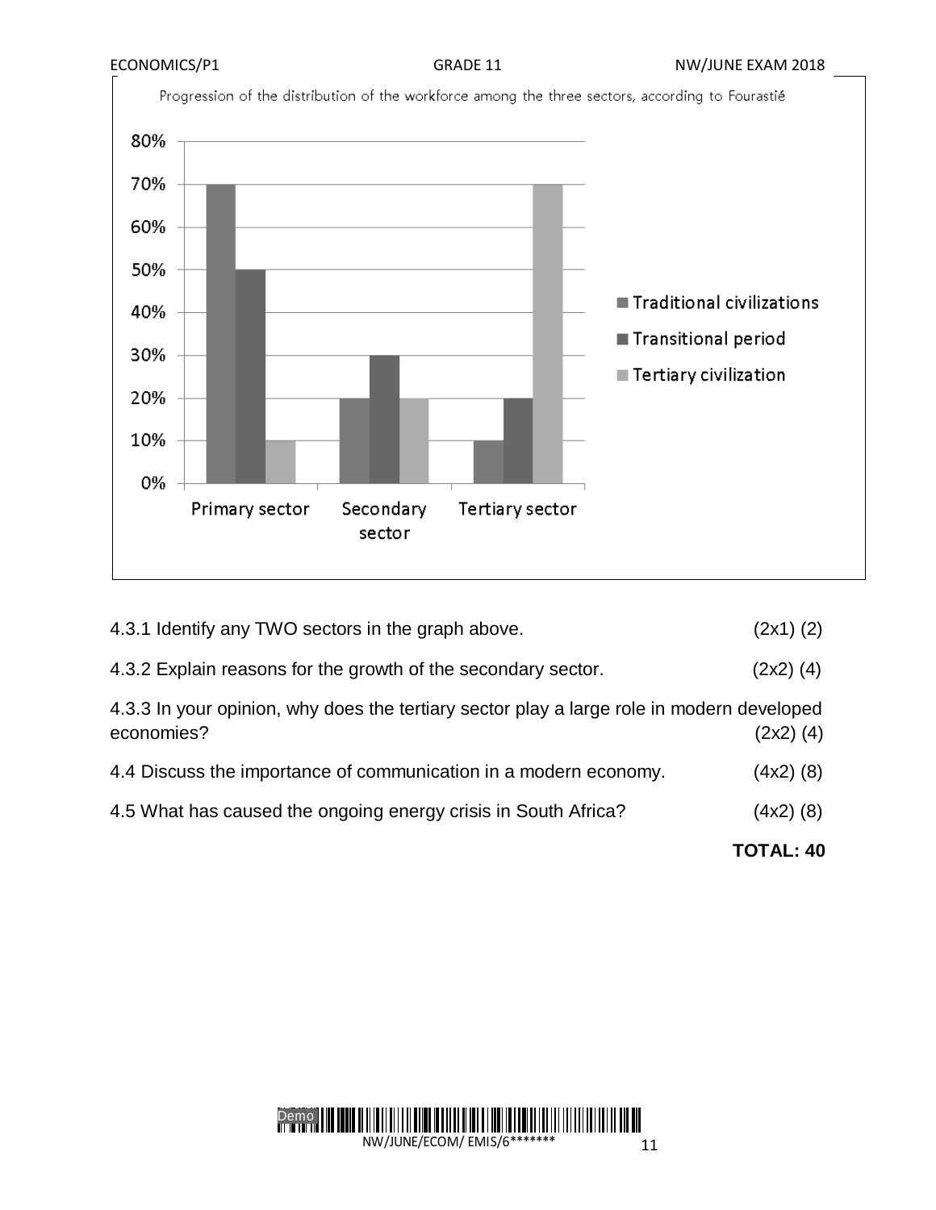Progression of the distribution of the workforce among the three sectors, according to Fourastié

| | Traditional civilizations | Transitional period | Tertiary civilization |
|---|---|---|---|
| Primary sector | 70% | 50% | 10% |
| Secondary sector | 20% | 30% | 20% |
| Tertiary sector | 10% | 20% | 70% |

4.3.1 Identify any TWO sectors in the graph above. (2x1) (2)

4.3.2 Explain reasons for the growth of the secondary sector. (2x2) (4)

4.3.3 In your opinion, why does the tertiary sector play a large role in modern developed economies? (2x2) (4)

4.4 Discuss the importance of communication in a modern economy. (4x2) (8)

4.5 What has caused the ongoing energy crisis in South Africa? (4x2) (8)

**TOTAL: 40**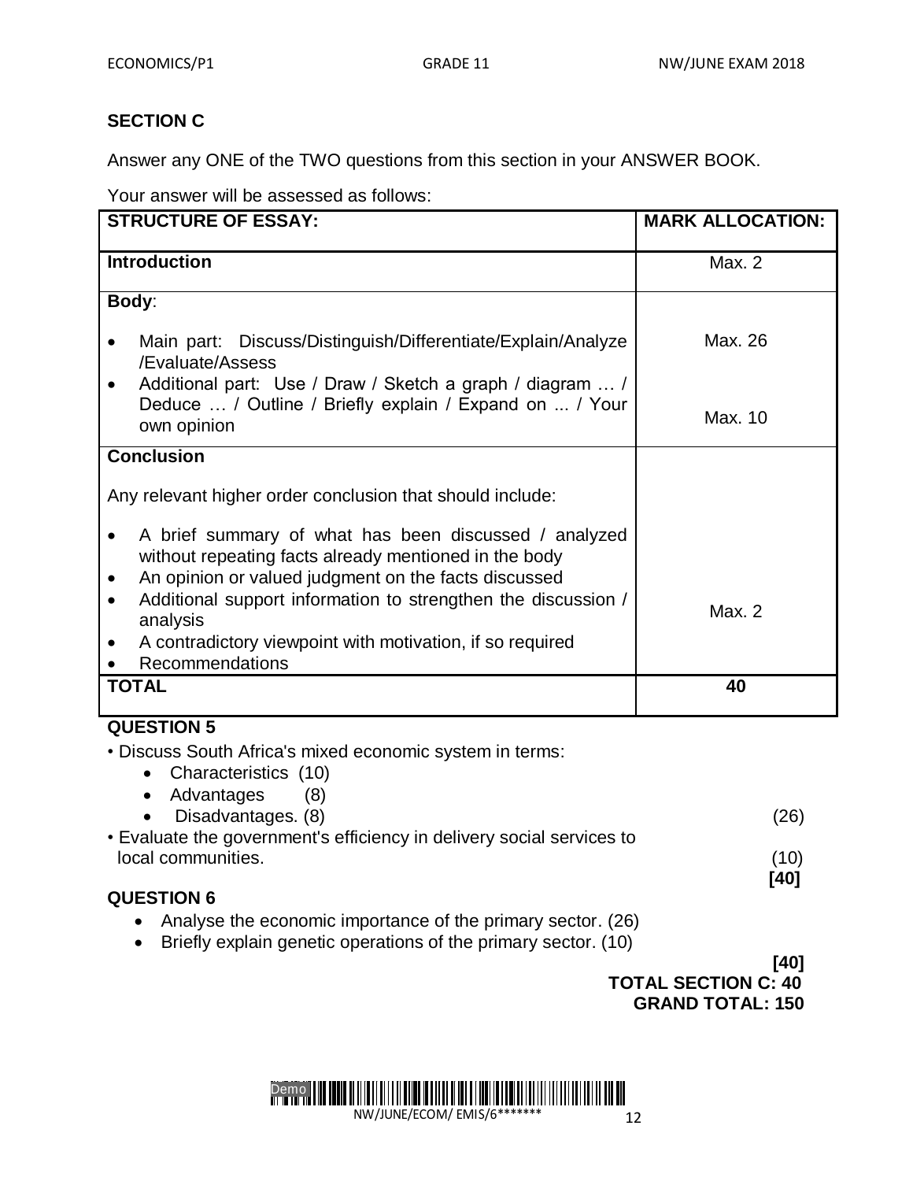## SECTION C

Answer any ONE of the TWO questions from this section in your ANSWER BOOK.

Your answer will be assessed as follows:

| **STRUCTURE OF ESSAY:** | **MARK ALLOCATION:** |
|---|---|
| **Introduction** | Max. 2 |
| **Body**:<br>• Main part: Discuss/Distinguish/Differentiate/Explain/Analyze /Evaluate/Assess<br>• Additional part: Use / Draw / Sketch a graph / diagram … / Deduce … / Outline / Briefly explain / Expand on ... / Your own opinion | Max. 26<br><br>Max. 10 |
| **Conclusion**<br>Any relevant higher order conclusion that should include:<br>• A brief summary of what has been discussed / analyzed without repeating facts already mentioned in the body<br>• An opinion or valued judgment on the facts discussed<br>• Additional support information to strengthen the discussion / analysis<br>• A contradictory viewpoint with motivation, if so required<br>• Recommendations | Max. 2 |
| **TOTAL** | **40** |

### QUESTION 5

• Discuss South Africa's mixed economic system in terms:

- Characteristics (10)
- Advantages (8)
- Disadvantages. (8) (26)

• Evaluate the government's efficiency in delivery social services to local communities. (10)

**[40]**

### QUESTION 6

- Analyse the economic importance of the primary sector. (26)
- Briefly explain genetic operations of the primary sector. (10)

**[40]**

**TOTAL SECTION C: 40**

**GRAND TOTAL: 150**